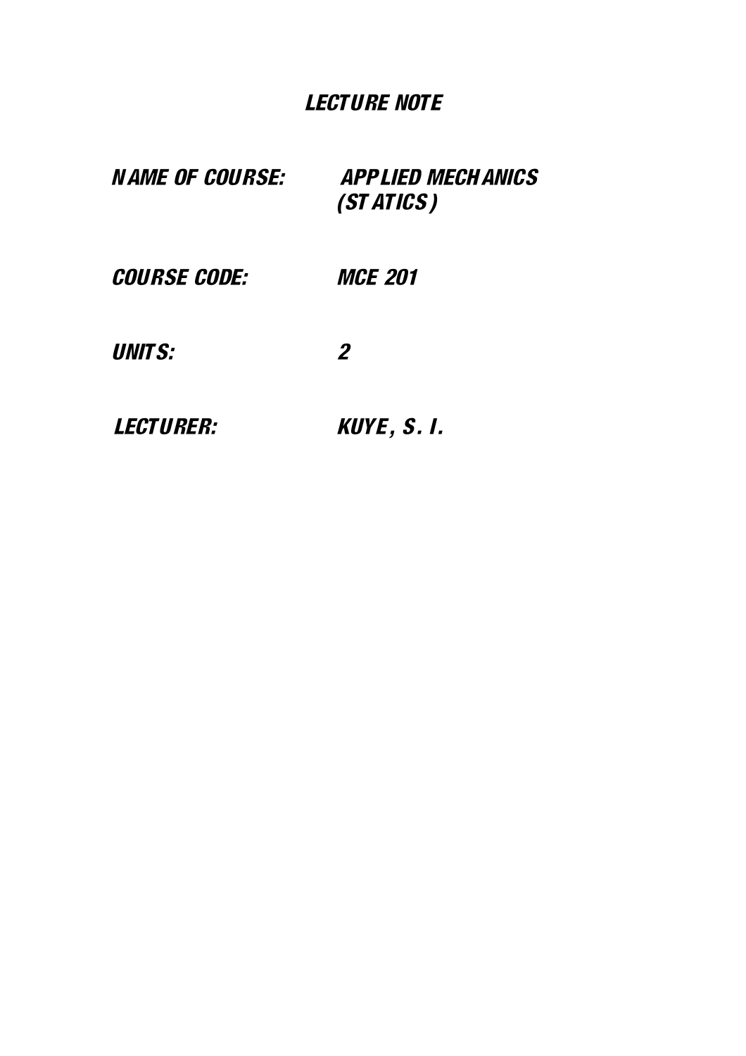# *LECTURE NOTE*

***NAME OF COURSE:*** ***APPLIED MECHANICS (STATICS)***

***COURSE CODE:*** ***MCE 201***

***UNITS:*** ***2***

***LECTURER:*** ***KUYE, S. I.***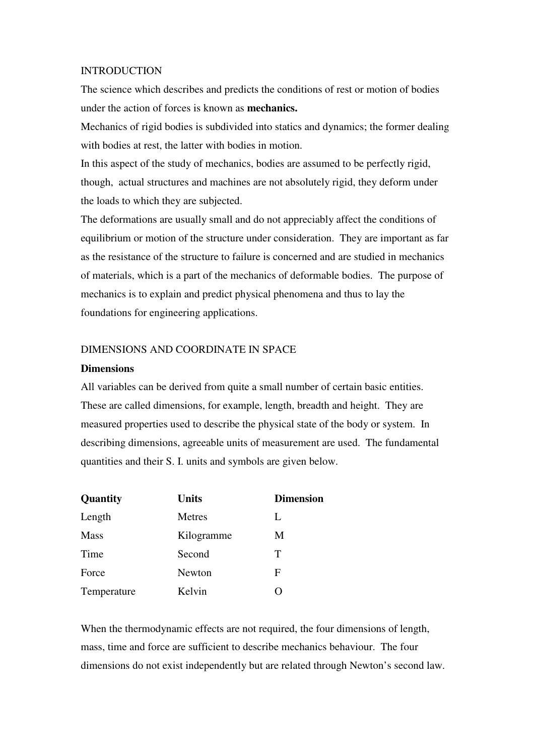## INTRODUCTION

The science which describes and predicts the conditions of rest or motion of bodies under the action of forces is known as **mechanics.**

Mechanics of rigid bodies is subdivided into statics and dynamics; the former dealing with bodies at rest, the latter with bodies in motion.

In this aspect of the study of mechanics, bodies are assumed to be perfectly rigid, though, actual structures and machines are not absolutely rigid, they deform under the loads to which they are subjected.

The deformations are usually small and do not appreciably affect the conditions of equilibrium or motion of the structure under consideration. They are important as far as the resistance of the structure to failure is concerned and are studied in mechanics of materials, which is a part of the mechanics of deformable bodies. The purpose of mechanics is to explain and predict physical phenomena and thus to lay the foundations for engineering applications.

## DIMENSIONS AND COORDINATE IN SPACE

### Dimensions

All variables can be derived from quite a small number of certain basic entities. These are called dimensions, for example, length, breadth and height. They are measured properties used to describe the physical state of the body or system. In describing dimensions, agreeable units of measurement are used. The fundamental quantities and their S. I. units and symbols are given below.

| **Quantity** | **Units** | **Dimension** |
| --- | --- | --- |
| Length | Metres | L |
| Mass | Kilogramme | M |
| Time | Second | T |
| Force | Newton | F |
| Temperature | Kelvin | O |

When the thermodynamic effects are not required, the four dimensions of length, mass, time and force are sufficient to describe mechanics behaviour. The four dimensions do not exist independently but are related through Newton's second law.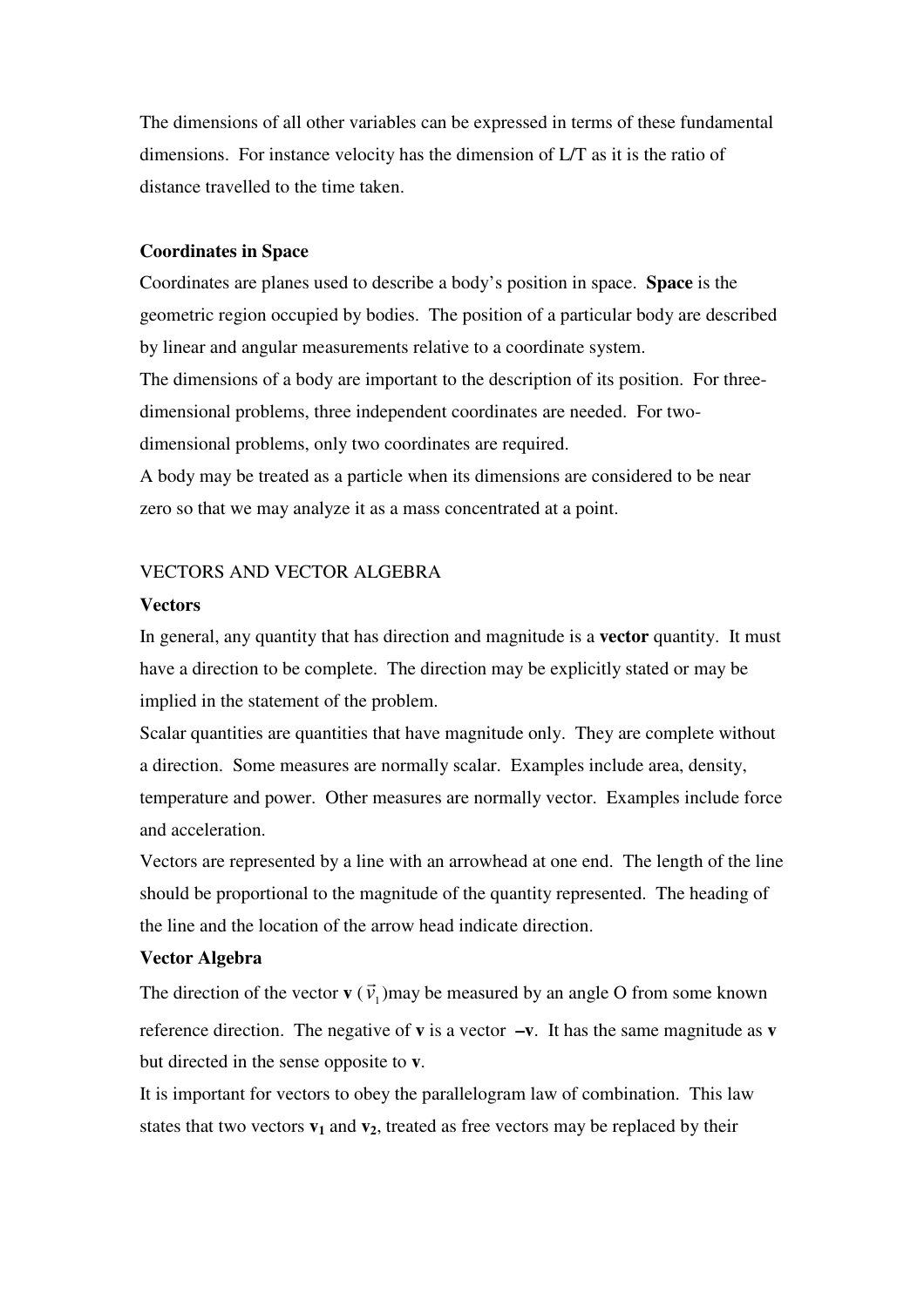The dimensions of all other variables can be expressed in terms of these fundamental dimensions. For instance velocity has the dimension of L/T as it is the ratio of distance travelled to the time taken.

**Coordinates in Space**

Coordinates are planes used to describe a body's position in space. **Space** is the geometric region occupied by bodies. The position of a particular body are described by linear and angular measurements relative to a coordinate system.

The dimensions of a body are important to the description of its position. For three-dimensional problems, three independent coordinates are needed. For two-dimensional problems, only two coordinates are required.

A body may be treated as a particle when its dimensions are considered to be near zero so that we may analyze it as a mass concentrated at a point.

VECTORS AND VECTOR ALGEBRA

**Vectors**

In general, any quantity that has direction and magnitude is a **vector** quantity. It must have a direction to be complete. The direction may be explicitly stated or may be implied in the statement of the problem.

Scalar quantities are quantities that have magnitude only. They are complete without a direction. Some measures are normally scalar. Examples include area, density, temperature and power. Other measures are normally vector. Examples include force and acceleration.

Vectors are represented by a line with an arrowhead at one end. The length of the line should be proportional to the magnitude of the quantity represented. The heading of the line and the location of the arrow head indicate direction.

**Vector Algebra**

The direction of the vector **v** ($\vec{v}_1$)may be measured by an angle O from some known reference direction. The negative of **v** is a vector **–v**. It has the same magnitude as **v** but directed in the sense opposite to **v**.

It is important for vectors to obey the parallelogram law of combination. This law states that two vectors $\mathbf{v_1}$ and $\mathbf{v_2}$, treated as free vectors may be replaced by their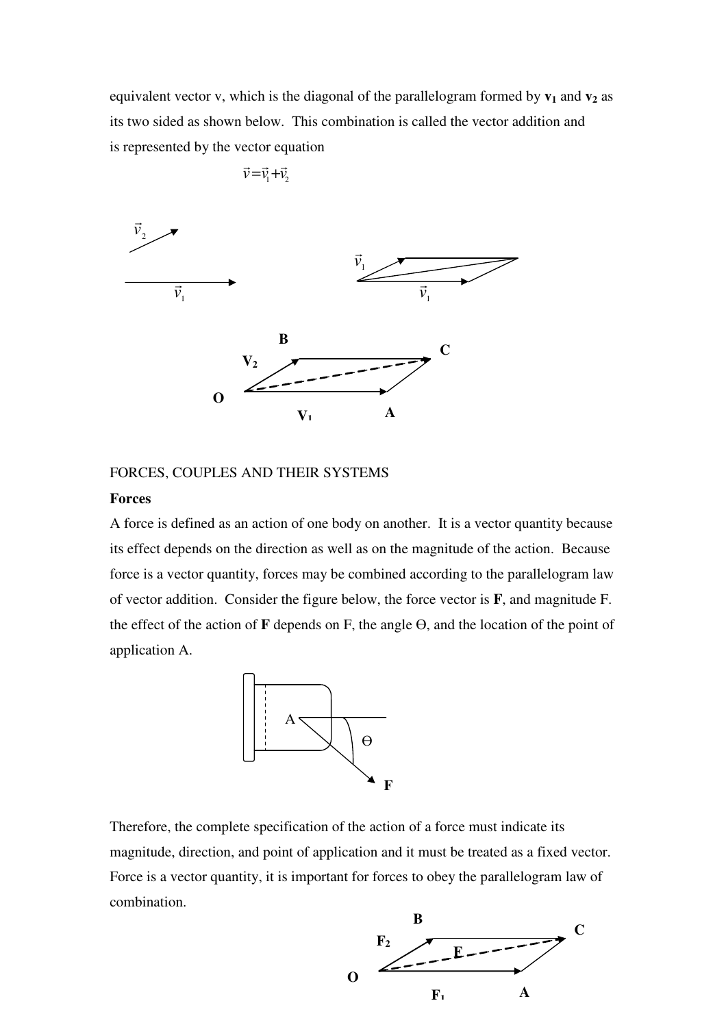equivalent vector v, which is the diagonal of the parallelogram formed by $\mathbf{v_1}$ and $\mathbf{v_2}$ as its two sided as shown below. This combination is called the vector addition and is represented by the vector equation

$$\vec{v} = \vec{v}_1 + \vec{v}_2$$

FORCES, COUPLES AND THEIR SYSTEMS

**Forces**

A force is defined as an action of one body on another. It is a vector quantity because its effect depends on the direction as well as on the magnitude of the action. Because force is a vector quantity, forces may be combined according to the parallelogram law of vector addition. Consider the figure below, the force vector is **F**, and magnitude F. the effect of the action of **F** depends on F, the angle Θ, and the location of the point of application A.

Therefore, the complete specification of the action of a force must indicate its magnitude, direction, and point of application and it must be treated as a fixed vector. Force is a vector quantity, it is important for forces to obey the parallelogram law of combination.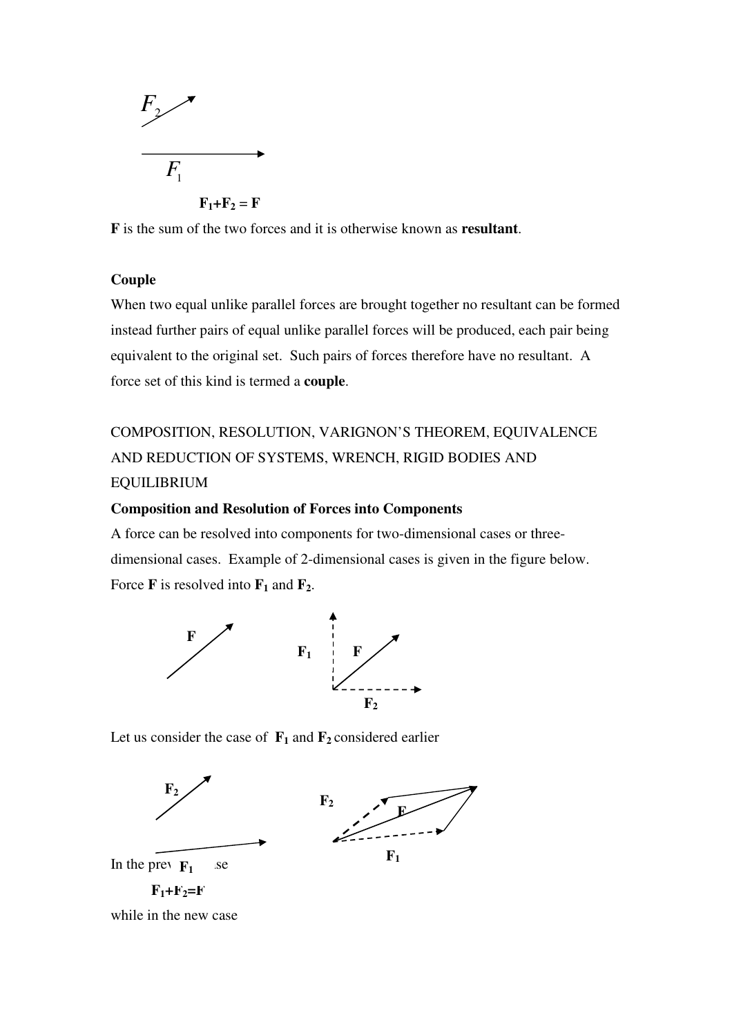$$F_1 + F_2 = F$$

**F** is the sum of the two forces and it is otherwise known as **resultant**.

**Couple**

When two equal unlike parallel forces are brought together no resultant can be formed instead further pairs of equal unlike parallel forces will be produced, each pair being equivalent to the original set. Such pairs of forces therefore have no resultant. A force set of this kind is termed a **couple**.

COMPOSITION, RESOLUTION, VARIGNON'S THEOREM, EQUIVALENCE AND REDUCTION OF SYSTEMS, WRENCH, RIGID BODIES AND EQUILIBRIUM

**Composition and Resolution of Forces into Components**

A force can be resolved into components for two-dimensional cases or three-dimensional cases. Example of 2-dimensional cases is given in the figure below. Force **F** is resolved into $\mathbf{F_1}$ and $\mathbf{F_2}$.

Let us consider the case of $\mathbf{F_1}$ and $\mathbf{F_2}$ considered earlier

In the previous case

$$\mathbf{F_1} + \mathbf{F_2} = \mathbf{F}$$

while in the new case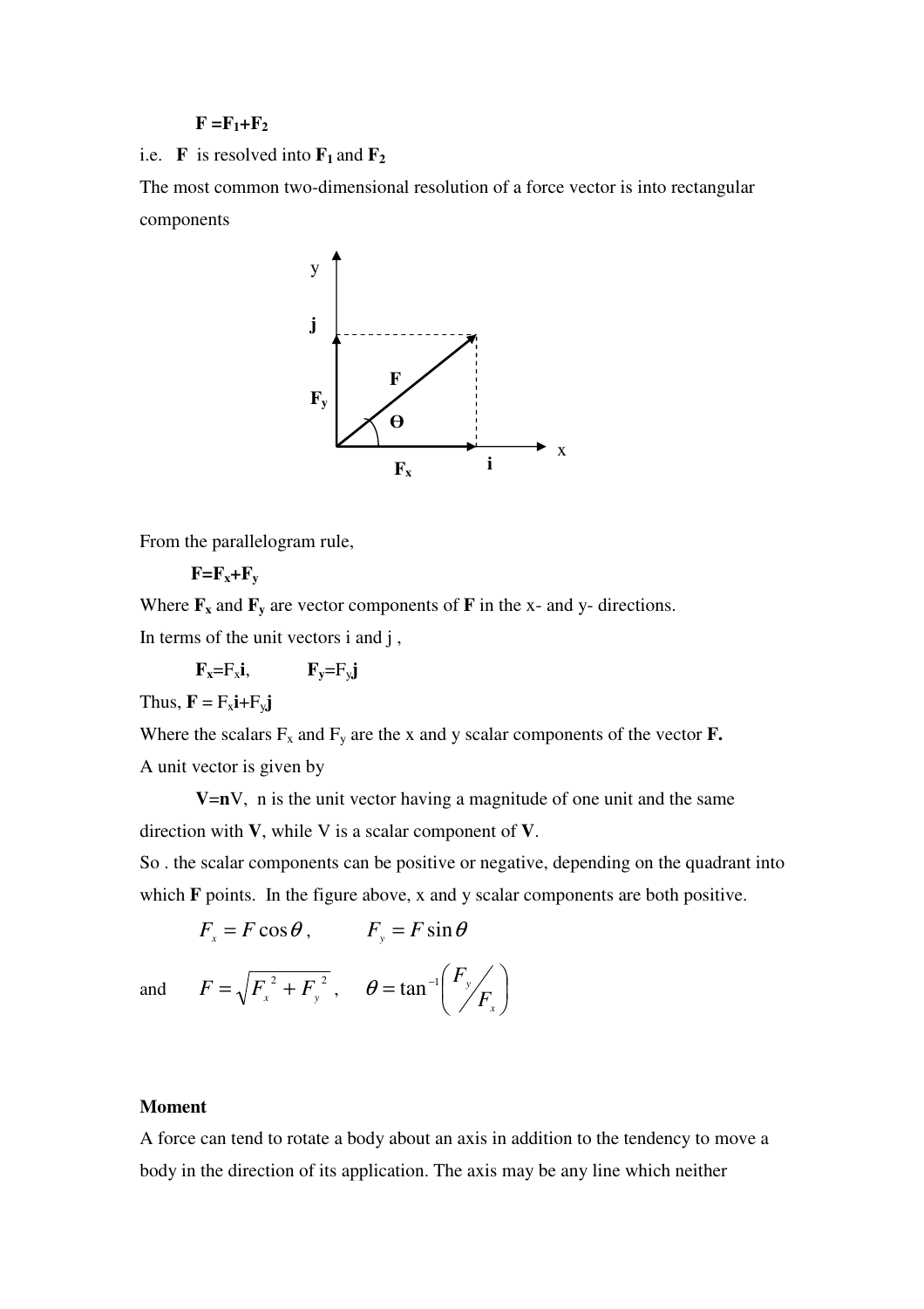**F** $=$ **F**$_1$+**F**$_2$

i.e. **F** is resolved into **F**$_1$ and **F**$_2$

The most common two-dimensional resolution of a force vector is into rectangular components

From the parallelogram rule,

**F**=**F**$_x$+**F**$_y$

Where **F**$_x$ and **F**$_y$ are vector components of **F** in the x- and y- directions.

In terms of the unit vectors i and j ,

**F**$_x$=$F_x$**i**, **F**$_y$=$F_y$**j**

Thus, **F** = $F_x$**i**+$F_y$**j**

Where the scalars $F_x$ and $F_y$ are the x and y scalar components of the vector **F.**

A unit vector is given by

**V**=**n**V, n is the unit vector having a magnitude of one unit and the same direction with **V**, while V is a scalar component of **V**.

So . the scalar components can be positive or negative, depending on the quadrant into which **F** points. In the figure above, x and y scalar components are both positive.

$$F_x = F\cos\theta, \qquad F_y = F\sin\theta$$

and

$$F = \sqrt{F_x^{\,2} + F_y^{\,2}}, \qquad \theta = \tan^{-1}\left(F_y \big/ F_x\right)$$

**Moment**

A force can tend to rotate a body about an axis in addition to the tendency to move a body in the direction of its application. The axis may be any line which neither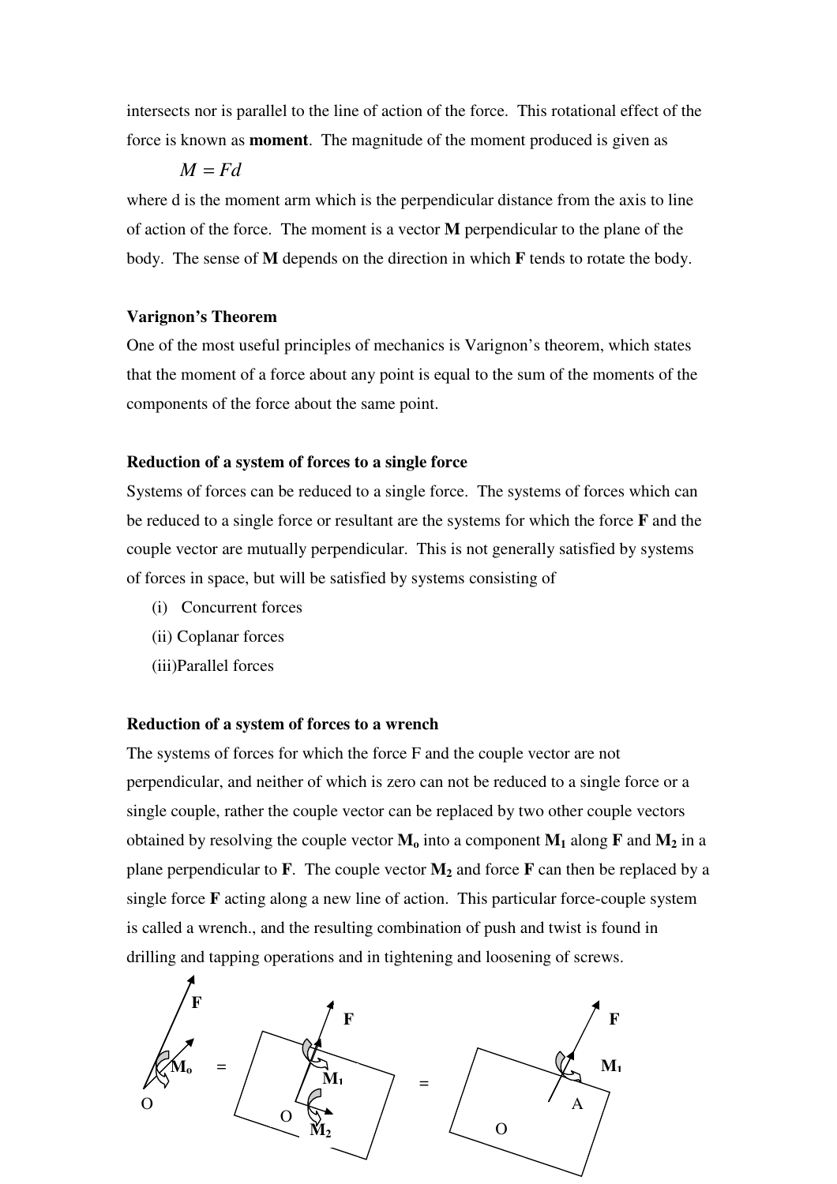intersects nor is parallel to the line of action of the force. This rotational effect of the force is known as **moment**. The magnitude of the moment produced is given as

$$M = Fd$$

where d is the moment arm which is the perpendicular distance from the axis to line of action of the force. The moment is a vector **M** perpendicular to the plane of the body. The sense of **M** depends on the direction in which **F** tends to rotate the body.

**Varignon's Theorem**

One of the most useful principles of mechanics is Varignon's theorem, which states that the moment of a force about any point is equal to the sum of the moments of the components of the force about the same point.

**Reduction of a system of forces to a single force**

Systems of forces can be reduced to a single force. The systems of forces which can be reduced to a single force or resultant are the systems for which the force **F** and the couple vector are mutually perpendicular. This is not generally satisfied by systems of forces in space, but will be satisfied by systems consisting of

(i) Concurrent forces
(ii) Coplanar forces
(iii) Parallel forces

**Reduction of a system of forces to a wrench**

The systems of forces for which the force F and the couple vector are not perpendicular, and neither of which is zero can not be reduced to a single force or a single couple, rather the couple vector can be replaced by two other couple vectors obtained by resolving the couple vector $\mathbf{M_o}$ into a component $\mathbf{M_1}$ along **F** and $\mathbf{M_2}$ in a plane perpendicular to **F**. The couple vector $\mathbf{M_2}$ and force **F** can then be replaced by a single force **F** acting along a new line of action. This particular force-couple system is called a wrench., and the resulting combination of push and twist is found in drilling and tapping operations and in tightening and loosening of screws.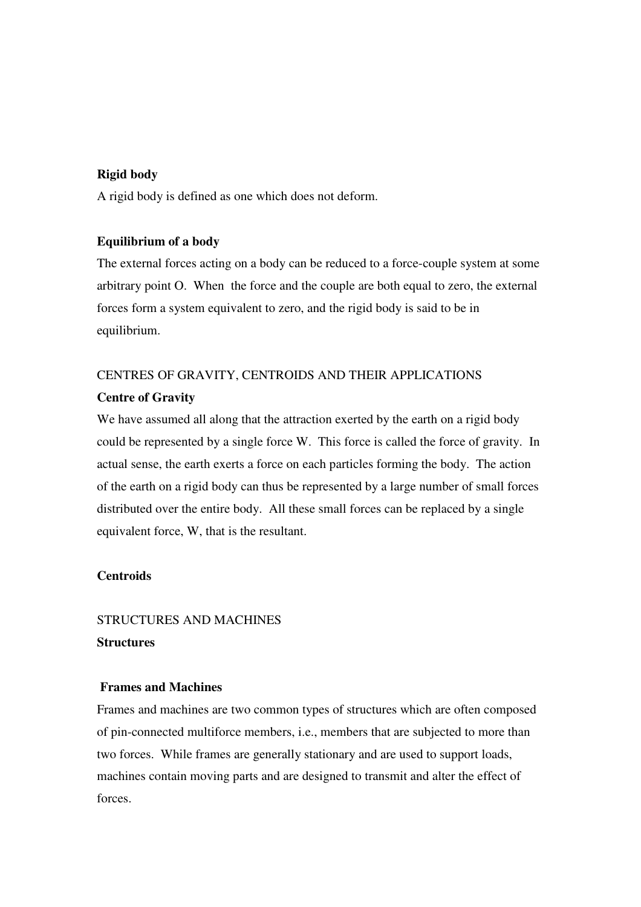**Rigid body**

A rigid body is defined as one which does not deform.

**Equilibrium of a body**

The external forces acting on a body can be reduced to a force-couple system at some arbitrary point O. When the force and the couple are both equal to zero, the external forces form a system equivalent to zero, and the rigid body is said to be in equilibrium.

## CENTRES OF GRAVITY, CENTROIDS AND THEIR APPLICATIONS

**Centre of Gravity**

We have assumed all along that the attraction exerted by the earth on a rigid body could be represented by a single force W. This force is called the force of gravity. In actual sense, the earth exerts a force on each particles forming the body. The action of the earth on a rigid body can thus be represented by a large number of small forces distributed over the entire body. All these small forces can be replaced by a single equivalent force, W, that is the resultant.

**Centroids**

## STRUCTURES AND MACHINES

**Structures**

**Frames and Machines**

Frames and machines are two common types of structures which are often composed of pin-connected multiforce members, i.e., members that are subjected to more than two forces. While frames are generally stationary and are used to support loads, machines contain moving parts and are designed to transmit and alter the effect of forces.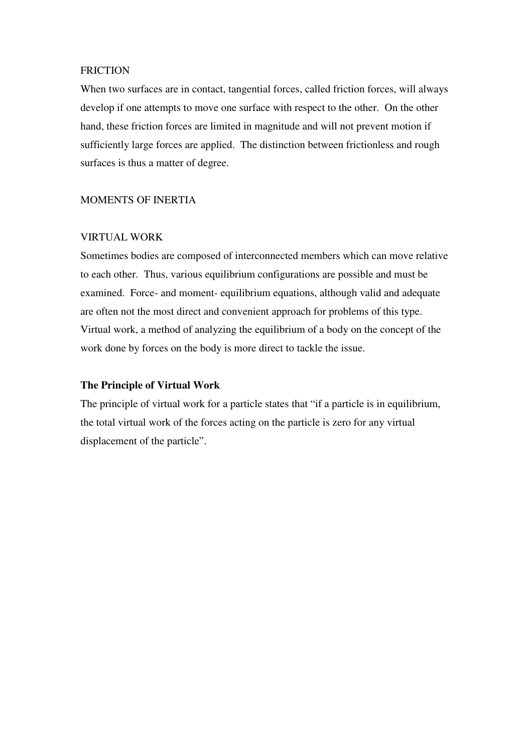## FRICTION

When two surfaces are in contact, tangential forces, called friction forces, will always develop if one attempts to move one surface with respect to the other. On the other hand, these friction forces are limited in magnitude and will not prevent motion if sufficiently large forces are applied. The distinction between frictionless and rough surfaces is thus a matter of degree.

## MOMENTS OF INERTIA

## VIRTUAL WORK

Sometimes bodies are composed of interconnected members which can move relative to each other. Thus, various equilibrium configurations are possible and must be examined. Force- and moment- equilibrium equations, although valid and adequate are often not the most direct and convenient approach for problems of this type. Virtual work, a method of analyzing the equilibrium of a body on the concept of the work done by forces on the body is more direct to tackle the issue.

### The Principle of Virtual Work

The principle of virtual work for a particle states that "if a particle is in equilibrium, the total virtual work of the forces acting on the particle is zero for any virtual displacement of the particle".